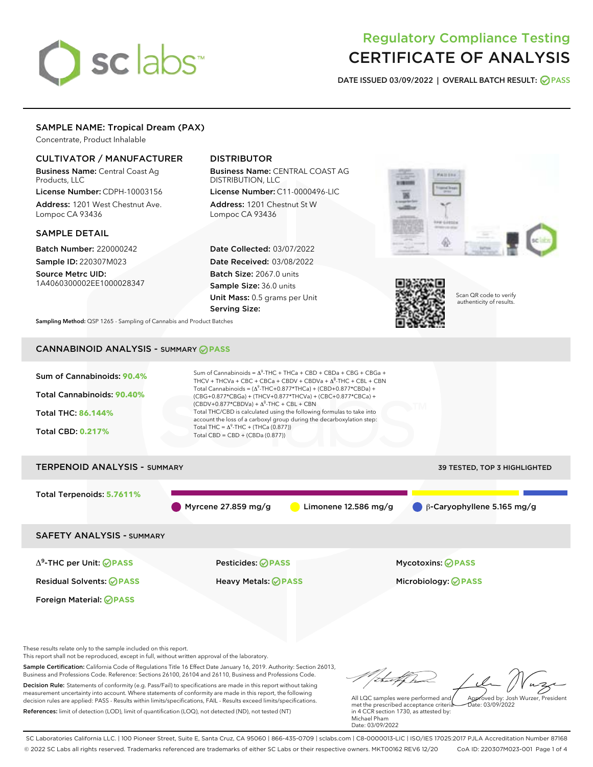# Regulatory Compliance Testing
# CERTIFICATE OF ANALYSIS

**DATE ISSUED 03/09/2022 | OVERALL BATCH RESULT: PASS**

## SAMPLE NAME: Tropical Dream (PAX)

Concentrate, Product Inhalable

### CULTIVATOR / MANUFACTURER

**Business Name:** Central Coast Ag Products, LLC

**License Number:** CDPH-10003156

**Address:** 1201 West Chestnut Ave. Lompoc CA 93436

### DISTRIBUTOR

**Business Name:** CENTRAL COAST AG DISTRIBUTION, LLC

**License Number:** C11-0000496-LIC

**Address:** 1201 Chestnut St W Lompoc CA 93436

### SAMPLE DETAIL

**Batch Number:** 220000242

**Sample ID:** 220307M023

**Source Metrc UID:** 1A4060300002EE1000028347

**Date Collected:** 03/07/2022

**Date Received:** 03/08/2022

**Batch Size:** 2067.0 units

**Sample Size:** 36.0 units

**Unit Mass:** 0.5 grams per Unit

**Serving Size:**

Scan QR code to verify authenticity of results.

**Sampling Method:** QSP 1265 - Sampling of Cannabis and Product Batches

## CANNABINOID ANALYSIS - SUMMARY PASS

**Sum of Cannabinoids:** 90.4%

**Total Cannabinoids:** 90.40%

**Total THC:** 86.144%

**Total CBD:** 0.217%

Sum of Cannabinoids = $\Delta^9$-THC + THCa + CBD + CBDa + CBG + CBGa + THCV + THCVa + CBC + CBCa + CBDV + CBDVa + $\Delta^8$-THC + CBL + CBN

Total Cannabinoids = ($\Delta^9$-THC+0.877*THCa) + (CBD+0.877*CBDa) + (CBG+0.877*CBGa) + (THCV+0.877*THCVa) + (CBC+0.877*CBCa) + (CBDV+0.877*CBDVa) + $\Delta^8$-THC + CBL + CBN

Total THC/CBD is calculated using the following formulas to take into account the loss of a carboxyl group during the decarboxylation step:

Total THC = $\Delta^9$-THC + (THCa (0.877))

Total CBD = CBD + (CBDa (0.877))

## TERPENOID ANALYSIS - SUMMARY

39 TESTED, TOP 3 HIGHLIGHTED

**Total Terpenoids:** 5.7611%

Myrcene 27.859 mg/g | Limonene 12.586 mg/g | β-Caryophyllene 5.165 mg/g

## SAFETY ANALYSIS - SUMMARY

| | | |
|---|---|---|
| $\Delta^9$-THC per Unit: PASS | Pesticides: PASS | Mycotoxins: PASS |
| Residual Solvents: PASS | Heavy Metals: PASS | Microbiology: PASS |
| Foreign Material: PASS | | |

These results relate only to the sample included on this report.
This report shall not be reproduced, except in full, without written approval of the laboratory.

**Sample Certification:** California Code of Regulations Title 16 Effect Date January 16, 2019. Authority: Section 26013, Business and Professions Code. Reference: Sections 26100, 26104 and 26110, Business and Professions Code.

**Decision Rule:** Statements of conformity (e.g. Pass/Fail) to specifications are made in this report without taking measurement uncertainty into account. Where statements of conformity are made in this report, the following decision rules are applied: PASS - Results within limits/specifications, FAIL - Results exceed limits/specifications.

**References:** limit of detection (LOD), limit of quantification (LOQ), not detected (ND), not tested (NT)

All LQC samples were performed and met the prescribed acceptance criteria in 4 CCR section 1730, as attested by: Michael Pham
Date: 03/09/2022

Approved by: Josh Wurzer, President
Date: 03/09/2022

SC Laboratories California LLC. | 100 Pioneer Street, Suite E, Santa Cruz, CA 95060 | 866-435-0709 | sclabs.com | C8-0000013-LIC | ISO/IES 17025:2017 PJLA Accreditation Number 87168
© 2022 SC Labs all rights reserved. Trademarks referenced are trademarks of either SC Labs or their respective owners. MKT00162 REV6 12/20 CoA ID: 220307M023-001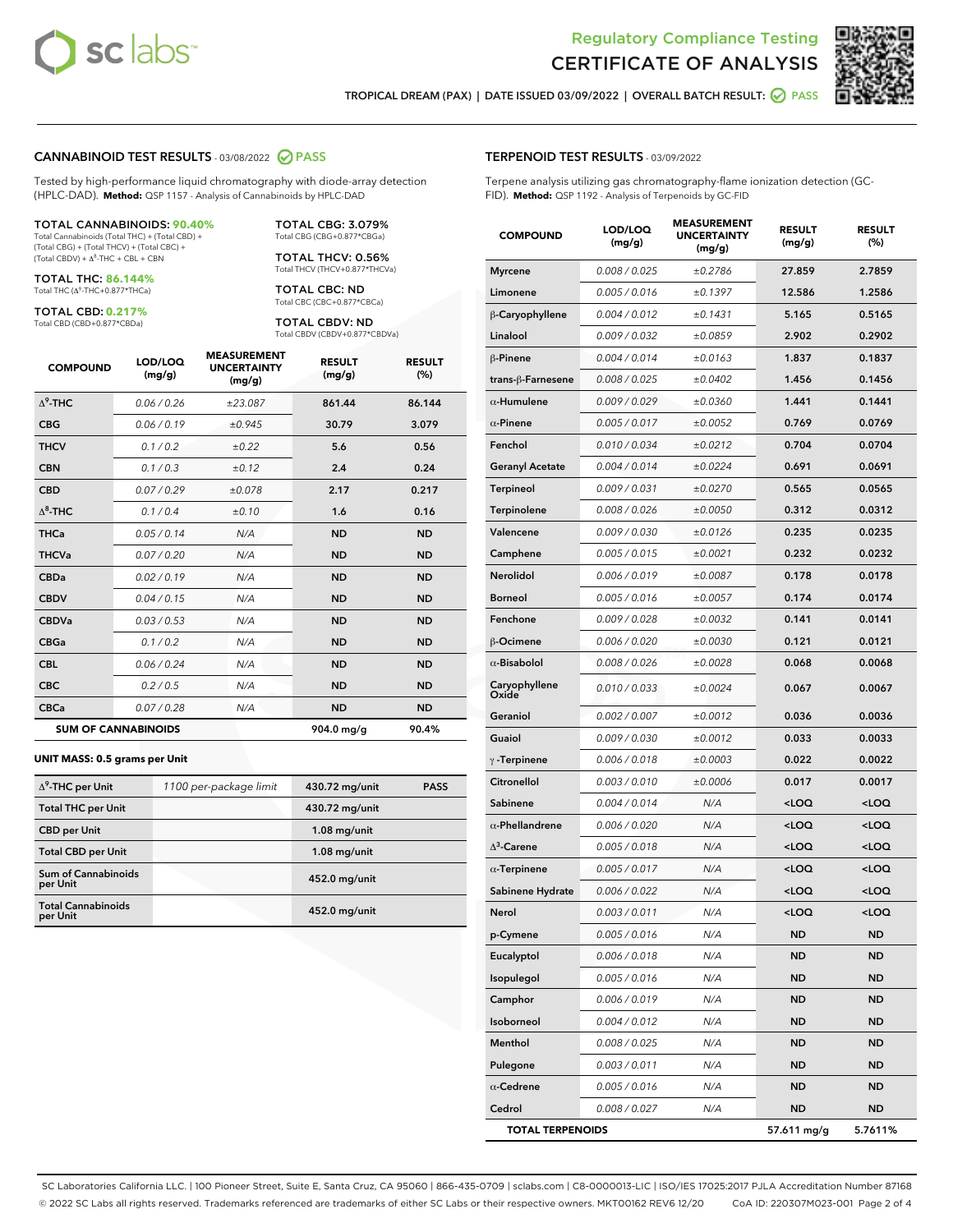Regulatory Compliance Testing
# CERTIFICATE OF ANALYSIS

TROPICAL DREAM (PAX) | DATE ISSUED 03/09/2022 | OVERALL BATCH RESULT: PASS

## CANNABINOID TEST RESULTS - 03/08/2022 PASS

Tested by high-performance liquid chromatography with diode-array detection (HPLC-DAD). **Method:** QSP 1157 - Analysis of Cannabinoids by HPLC-DAD

**TOTAL CANNABINOIDS: 90.40%**
Total Cannabinoids (Total THC) + (Total CBD) + (Total CBG) + (Total THCV) + (Total CBC) + (Total CBDV) + $\Delta^8$-THC + CBL + CBN

**TOTAL THC: 86.144%**
Total THC ($\Delta^9$-THC+0.877*THCa)

**TOTAL CBD: 0.217%**
Total CBD (CBD+0.877*CBDa)

**TOTAL CBG: 3.079%**
Total CBG (CBG+0.877*CBGa)

**TOTAL THCV: 0.56%**
Total THCV (THCV+0.877*THCVa)

**TOTAL CBC: ND**
Total CBC (CBC+0.877*CBCa)

**TOTAL CBDV: ND**
Total CBDV (CBDV+0.877*CBDVa)

| COMPOUND | LOD/LOQ (mg/g) | MEASUREMENT UNCERTAINTY (mg/g) | RESULT (mg/g) | RESULT (%) |
|---|---|---|---|---|
| $\Delta^9$-THC | 0.06 / 0.26 | ±23.087 | 861.44 | 86.144 |
| CBG | 0.06 / 0.19 | ±0.945 | 30.79 | 3.079 |
| THCV | 0.1 / 0.2 | ±0.22 | 5.6 | 0.56 |
| CBN | 0.1 / 0.3 | ±0.12 | 2.4 | 0.24 |
| CBD | 0.07 / 0.29 | ±0.078 | 2.17 | 0.217 |
| $\Delta^8$-THC | 0.1 / 0.4 | ±0.10 | 1.6 | 0.16 |
| THCa | 0.05 / 0.14 | N/A | ND | ND |
| THCVa | 0.07 / 0.20 | N/A | ND | ND |
| CBDa | 0.02 / 0.19 | N/A | ND | ND |
| CBDV | 0.04 / 0.15 | N/A | ND | ND |
| CBDVa | 0.03 / 0.53 | N/A | ND | ND |
| CBGa | 0.1 / 0.2 | N/A | ND | ND |
| CBL | 0.06 / 0.24 | N/A | ND | ND |
| CBC | 0.2 / 0.5 | N/A | ND | ND |
| CBCa | 0.07 / 0.28 | N/A | ND | ND |
| **SUM OF CANNABINOIDS** | | | 904.0 mg/g | 90.4% |

**UNIT MASS: 0.5 grams per Unit**

| | | | |
|---|---|---|---|
| $\Delta^9$-THC per Unit | 1100 per-package limit | 430.72 mg/unit | PASS |
| Total THC per Unit | | 430.72 mg/unit | |
| CBD per Unit | | 1.08 mg/unit | |
| Total CBD per Unit | | 1.08 mg/unit | |
| Sum of Cannabinoids per Unit | | 452.0 mg/unit | |
| Total Cannabinoids per Unit | | 452.0 mg/unit | |

## TERPENOID TEST RESULTS - 03/09/2022

Terpene analysis utilizing gas chromatography-flame ionization detection (GC-FID). **Method:** QSP 1192 - Analysis of Terpenoids by GC-FID

| COMPOUND | LOD/LOQ (mg/g) | MEASUREMENT UNCERTAINTY (mg/g) | RESULT (mg/g) | RESULT (%) |
|---|---|---|---|---|
| Myrcene | 0.008 / 0.025 | ±0.2786 | 27.859 | 2.7859 |
| Limonene | 0.005 / 0.016 | ±0.1397 | 12.586 | 1.2586 |
| β-Caryophyllene | 0.004 / 0.012 | ±0.1431 | 5.165 | 0.5165 |
| Linalool | 0.009 / 0.032 | ±0.0859 | 2.902 | 0.2902 |
| β-Pinene | 0.004 / 0.014 | ±0.0163 | 1.837 | 0.1837 |
| trans-β-Farnesene | 0.008 / 0.025 | ±0.0402 | 1.456 | 0.1456 |
| α-Humulene | 0.009 / 0.029 | ±0.0360 | 1.441 | 0.1441 |
| α-Pinene | 0.005 / 0.017 | ±0.0052 | 0.769 | 0.0769 |
| Fenchol | 0.010 / 0.034 | ±0.0212 | 0.704 | 0.0704 |
| Geranyl Acetate | 0.004 / 0.014 | ±0.0224 | 0.691 | 0.0691 |
| Terpineol | 0.009 / 0.031 | ±0.0270 | 0.565 | 0.0565 |
| Terpinolene | 0.008 / 0.026 | ±0.0050 | 0.312 | 0.0312 |
| Valencene | 0.009 / 0.030 | ±0.0126 | 0.235 | 0.0235 |
| Camphene | 0.005 / 0.015 | ±0.0021 | 0.232 | 0.0232 |
| Nerolidol | 0.006 / 0.019 | ±0.0087 | 0.178 | 0.0178 |
| Borneol | 0.005 / 0.016 | ±0.0057 | 0.174 | 0.0174 |
| Fenchone | 0.009 / 0.028 | ±0.0032 | 0.141 | 0.0141 |
| β-Ocimene | 0.006 / 0.020 | ±0.0030 | 0.121 | 0.0121 |
| α-Bisabolol | 0.008 / 0.026 | ±0.0028 | 0.068 | 0.0068 |
| Caryophyllene Oxide | 0.010 / 0.033 | ±0.0024 | 0.067 | 0.0067 |
| Geraniol | 0.002 / 0.007 | ±0.0012 | 0.036 | 0.0036 |
| Guaiol | 0.009 / 0.030 | ±0.0012 | 0.033 | 0.0033 |
| γ-Terpinene | 0.006 / 0.018 | ±0.0003 | 0.022 | 0.0022 |
| Citronellol | 0.003 / 0.010 | ±0.0006 | 0.017 | 0.0017 |
| Sabinene | 0.004 / 0.014 | N/A | <LOQ | <LOQ |
| α-Phellandrene | 0.006 / 0.020 | N/A | <LOQ | <LOQ |
| $\Delta^3$-Carene | 0.005 / 0.018 | N/A | <LOQ | <LOQ |
| α-Terpinene | 0.005 / 0.017 | N/A | <LOQ | <LOQ |
| Sabinene Hydrate | 0.006 / 0.022 | N/A | <LOQ | <LOQ |
| Nerol | 0.003 / 0.011 | N/A | <LOQ | <LOQ |
| p-Cymene | 0.005 / 0.016 | N/A | ND | ND |
| Eucalyptol | 0.006 / 0.018 | N/A | ND | ND |
| Isopulegol | 0.005 / 0.016 | N/A | ND | ND |
| Camphor | 0.006 / 0.019 | N/A | ND | ND |
| Isoborneol | 0.004 / 0.012 | N/A | ND | ND |
| Menthol | 0.008 / 0.025 | N/A | ND | ND |
| Pulegone | 0.003 / 0.011 | N/A | ND | ND |
| α-Cedrene | 0.005 / 0.016 | N/A | ND | ND |
| Cedrol | 0.008 / 0.027 | N/A | ND | ND |
| **TOTAL TERPENOIDS** | | | 57.611 mg/g | 5.7611% |

SC Laboratories California LLC. | 100 Pioneer Street, Suite E, Santa Cruz, CA 95060 | 866-435-0709 | sclabs.com | C8-0000013-LIC | ISO/IES 17025:2017 PJLA Accreditation Number 87168
© 2022 SC Labs all rights reserved. Trademarks referenced are trademarks of either SC Labs or their respective owners. MKT00162 REV6 12/20 CoA ID: 220307M023-001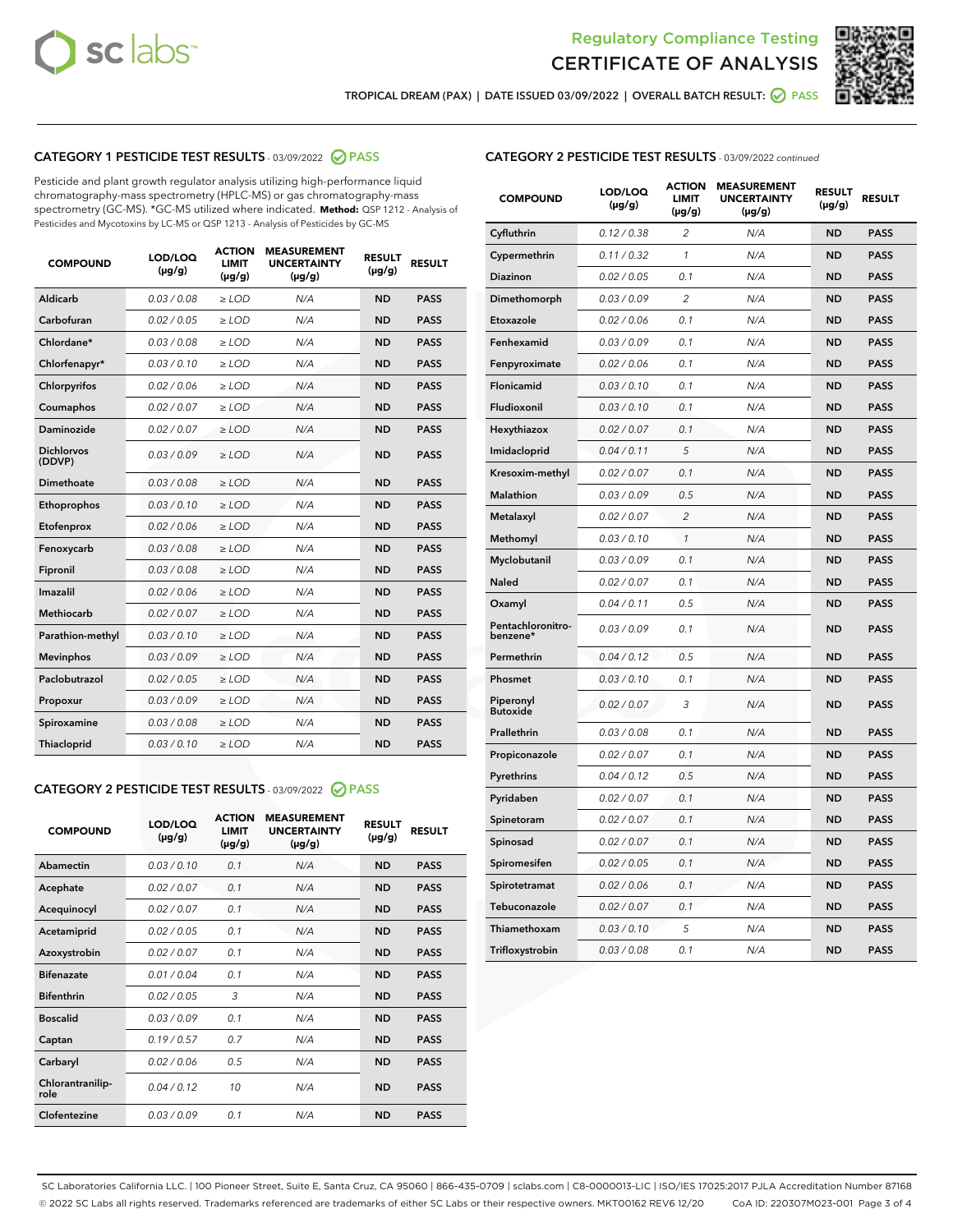# Regulatory Compliance Testing
# CERTIFICATE OF ANALYSIS

TROPICAL DREAM (PAX) | DATE ISSUED 03/09/2022 | OVERALL BATCH RESULT: PASS

## CATEGORY 1 PESTICIDE TEST RESULTS - 03/09/2022 PASS

Pesticide and plant growth regulator analysis utilizing high-performance liquid chromatography-mass spectrometry (HPLC-MS) or gas chromatography-mass spectrometry (GC-MS). *GC-MS utilized where indicated. **Method:** QSP 1212 - Analysis of Pesticides and Mycotoxins by LC-MS or QSP 1213 - Analysis of Pesticides by GC-MS

| COMPOUND | LOD/LOQ (µg/g) | ACTION LIMIT (µg/g) | MEASUREMENT UNCERTAINTY (µg/g) | RESULT (µg/g) | RESULT |
|---|---|---|---|---|---|
| Aldicarb | 0.03 / 0.08 | ≥ LOD | N/A | ND | PASS |
| Carbofuran | 0.02 / 0.05 | ≥ LOD | N/A | ND | PASS |
| Chlordane* | 0.03 / 0.08 | ≥ LOD | N/A | ND | PASS |
| Chlorfenapyr* | 0.03 / 0.10 | ≥ LOD | N/A | ND | PASS |
| Chlorpyrifos | 0.02 / 0.06 | ≥ LOD | N/A | ND | PASS |
| Coumaphos | 0.02 / 0.07 | ≥ LOD | N/A | ND | PASS |
| Daminozide | 0.02 / 0.07 | ≥ LOD | N/A | ND | PASS |
| Dichlorvos (DDVP) | 0.03 / 0.09 | ≥ LOD | N/A | ND | PASS |
| Dimethoate | 0.03 / 0.08 | ≥ LOD | N/A | ND | PASS |
| Ethoprophos | 0.03 / 0.10 | ≥ LOD | N/A | ND | PASS |
| Etofenprox | 0.02 / 0.06 | ≥ LOD | N/A | ND | PASS |
| Fenoxycarb | 0.03 / 0.08 | ≥ LOD | N/A | ND | PASS |
| Fipronil | 0.03 / 0.08 | ≥ LOD | N/A | ND | PASS |
| Imazalil | 0.02 / 0.06 | ≥ LOD | N/A | ND | PASS |
| Methiocarb | 0.02 / 0.07 | ≥ LOD | N/A | ND | PASS |
| Parathion-methyl | 0.03 / 0.10 | ≥ LOD | N/A | ND | PASS |
| Mevinphos | 0.03 / 0.09 | ≥ LOD | N/A | ND | PASS |
| Paclobutrazol | 0.02 / 0.05 | ≥ LOD | N/A | ND | PASS |
| Propoxur | 0.03 / 0.09 | ≥ LOD | N/A | ND | PASS |
| Spiroxamine | 0.03 / 0.08 | ≥ LOD | N/A | ND | PASS |
| Thiacloprid | 0.03 / 0.10 | ≥ LOD | N/A | ND | PASS |

## CATEGORY 2 PESTICIDE TEST RESULTS - 03/09/2022 PASS

| COMPOUND | LOD/LOQ (µg/g) | ACTION LIMIT (µg/g) | MEASUREMENT UNCERTAINTY (µg/g) | RESULT (µg/g) | RESULT |
|---|---|---|---|---|---|
| Abamectin | 0.03 / 0.10 | 0.1 | N/A | ND | PASS |
| Acephate | 0.02 / 0.07 | 0.1 | N/A | ND | PASS |
| Acequinocyl | 0.02 / 0.07 | 0.1 | N/A | ND | PASS |
| Acetamiprid | 0.02 / 0.05 | 0.1 | N/A | ND | PASS |
| Azoxystrobin | 0.02 / 0.07 | 0.1 | N/A | ND | PASS |
| Bifenazate | 0.01 / 0.04 | 0.1 | N/A | ND | PASS |
| Bifenthrin | 0.02 / 0.05 | 3 | N/A | ND | PASS |
| Boscalid | 0.03 / 0.09 | 0.1 | N/A | ND | PASS |
| Captan | 0.19 / 0.57 | 0.7 | N/A | ND | PASS |
| Carbaryl | 0.02 / 0.06 | 0.5 | N/A | ND | PASS |
| Chlorantraniliprole | 0.04 / 0.12 | 10 | N/A | ND | PASS |
| Clofentezine | 0.03 / 0.09 | 0.1 | N/A | ND | PASS |
| Cyfluthrin | 0.12 / 0.38 | 2 | N/A | ND | PASS |
| Cypermethrin | 0.11 / 0.32 | 1 | N/A | ND | PASS |
| Diazinon | 0.02 / 0.05 | 0.1 | N/A | ND | PASS |
| Dimethomorph | 0.03 / 0.09 | 2 | N/A | ND | PASS |
| Etoxazole | 0.02 / 0.06 | 0.1 | N/A | ND | PASS |
| Fenhexamid | 0.03 / 0.09 | 0.1 | N/A | ND | PASS |
| Fenpyroximate | 0.02 / 0.06 | 0.1 | N/A | ND | PASS |
| Flonicamid | 0.03 / 0.10 | 0.1 | N/A | ND | PASS |
| Fludioxonil | 0.03 / 0.10 | 0.1 | N/A | ND | PASS |
| Hexythiazox | 0.02 / 0.07 | 0.1 | N/A | ND | PASS |
| Imidacloprid | 0.04 / 0.11 | 5 | N/A | ND | PASS |
| Kresoxim-methyl | 0.02 / 0.07 | 0.1 | N/A | ND | PASS |
| Malathion | 0.03 / 0.09 | 0.5 | N/A | ND | PASS |
| Metalaxyl | 0.02 / 0.07 | 2 | N/A | ND | PASS |
| Methomyl | 0.03 / 0.10 | 1 | N/A | ND | PASS |
| Myclobutanil | 0.03 / 0.09 | 0.1 | N/A | ND | PASS |
| Naled | 0.02 / 0.07 | 0.1 | N/A | ND | PASS |
| Oxamyl | 0.04 / 0.11 | 0.5 | N/A | ND | PASS |
| Pentachloronitrobenzene* | 0.03 / 0.09 | 0.1 | N/A | ND | PASS |
| Permethrin | 0.04 / 0.12 | 0.5 | N/A | ND | PASS |
| Phosmet | 0.03 / 0.10 | 0.1 | N/A | ND | PASS |
| Piperonyl Butoxide | 0.02 / 0.07 | 3 | N/A | ND | PASS |
| Prallethrin | 0.03 / 0.08 | 0.1 | N/A | ND | PASS |
| Propiconazole | 0.02 / 0.07 | 0.1 | N/A | ND | PASS |
| Pyrethrins | 0.04 / 0.12 | 0.5 | N/A | ND | PASS |
| Pyridaben | 0.02 / 0.07 | 0.1 | N/A | ND | PASS |
| Spinetoram | 0.02 / 0.07 | 0.1 | N/A | ND | PASS |
| Spinosad | 0.02 / 0.07 | 0.1 | N/A | ND | PASS |
| Spiromesifen | 0.02 / 0.05 | 0.1 | N/A | ND | PASS |
| Spirotetramat | 0.02 / 0.06 | 0.1 | N/A | ND | PASS |
| Tebuconazole | 0.02 / 0.07 | 0.1 | N/A | ND | PASS |
| Thiamethoxam | 0.03 / 0.10 | 5 | N/A | ND | PASS |
| Trifloxystrobin | 0.03 / 0.08 | 0.1 | N/A | ND | PASS |

SC Laboratories California LLC. | 100 Pioneer Street, Suite E, Santa Cruz, CA 95060 | 866-435-0709 | sclabs.com | C8-0000013-LIC | ISO/IES 17025:2017 PJLA Accreditation Number 87168
© 2022 SC Labs all rights reserved. Trademarks referenced are trademarks of either SC Labs or their respective owners. MKT00162 REV6 12/20 CoA ID: 220307M023-001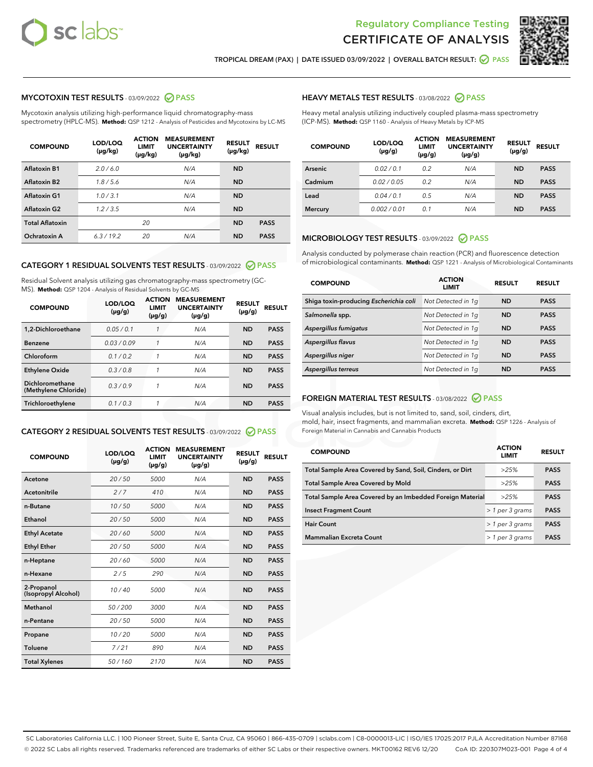Regulatory Compliance Testing

# CERTIFICATE OF ANALYSIS

TROPICAL DREAM (PAX) | DATE ISSUED 03/09/2022 | OVERALL BATCH RESULT: PASS

## MYCOTOXIN TEST RESULTS - 03/09/2022 PASS

Mycotoxin analysis utilizing high-performance liquid chromatography-mass spectrometry (HPLC-MS). **Method:** QSP 1212 - Analysis of Pesticides and Mycotoxins by LC-MS

| COMPOUND | LOD/LOQ (µg/kg) | ACTION LIMIT (µg/kg) | MEASUREMENT UNCERTAINTY (µg/kg) | RESULT (µg/kg) | RESULT |
|---|---|---|---|---|---|
| Aflatoxin B1 | 2.0 / 6.0 | | N/A | ND | |
| Aflatoxin B2 | 1.8 / 5.6 | | N/A | ND | |
| Aflatoxin G1 | 1.0 / 3.1 | | N/A | ND | |
| Aflatoxin G2 | 1.2 / 3.5 | | N/A | ND | |
| Total Aflatoxin | | 20 | | ND | PASS |
| Ochratoxin A | 6.3 / 19.2 | 20 | N/A | ND | PASS |

## CATEGORY 1 RESIDUAL SOLVENTS TEST RESULTS - 03/09/2022 PASS

Residual Solvent analysis utilizing gas chromatography-mass spectrometry (GC-MS). **Method:** QSP 1204 - Analysis of Residual Solvents by GC-MS

| COMPOUND | LOD/LOQ (µg/g) | ACTION LIMIT (µg/g) | MEASUREMENT UNCERTAINTY (µg/g) | RESULT (µg/g) | RESULT |
|---|---|---|---|---|---|
| 1,2-Dichloroethane | 0.05 / 0.1 | 1 | N/A | ND | PASS |
| Benzene | 0.03 / 0.09 | 1 | N/A | ND | PASS |
| Chloroform | 0.1 / 0.2 | 1 | N/A | ND | PASS |
| Ethylene Oxide | 0.3 / 0.8 | 1 | N/A | ND | PASS |
| Dichloromethane (Methylene Chloride) | 0.3 / 0.9 | 1 | N/A | ND | PASS |
| Trichloroethylene | 0.1 / 0.3 | 1 | N/A | ND | PASS |

## CATEGORY 2 RESIDUAL SOLVENTS TEST RESULTS - 03/09/2022 PASS

| COMPOUND | LOD/LOQ (µg/g) | ACTION LIMIT (µg/g) | MEASUREMENT UNCERTAINTY (µg/g) | RESULT (µg/g) | RESULT |
|---|---|---|---|---|---|
| Acetone | 20 / 50 | 5000 | N/A | ND | PASS |
| Acetonitrile | 2 / 7 | 410 | N/A | ND | PASS |
| n-Butane | 10 / 50 | 5000 | N/A | ND | PASS |
| Ethanol | 20 / 50 | 5000 | N/A | ND | PASS |
| Ethyl Acetate | 20 / 60 | 5000 | N/A | ND | PASS |
| Ethyl Ether | 20 / 50 | 5000 | N/A | ND | PASS |
| n-Heptane | 20 / 60 | 5000 | N/A | ND | PASS |
| n-Hexane | 2 / 5 | 290 | N/A | ND | PASS |
| 2-Propanol (Isopropyl Alcohol) | 10 / 40 | 5000 | N/A | ND | PASS |
| Methanol | 50 / 200 | 3000 | N/A | ND | PASS |
| n-Pentane | 20 / 50 | 5000 | N/A | ND | PASS |
| Propane | 10 / 20 | 5000 | N/A | ND | PASS |
| Toluene | 7 / 21 | 890 | N/A | ND | PASS |
| Total Xylenes | 50 / 160 | 2170 | N/A | ND | PASS |

## HEAVY METALS TEST RESULTS - 03/08/2022 PASS

Heavy metal analysis utilizing inductively coupled plasma-mass spectrometry (ICP-MS). **Method:** QSP 1160 - Analysis of Heavy Metals by ICP-MS

| COMPOUND | LOD/LOQ (µg/g) | ACTION LIMIT (µg/g) | MEASUREMENT UNCERTAINTY (µg/g) | RESULT (µg/g) | RESULT |
|---|---|---|---|---|---|
| Arsenic | 0.02 / 0.1 | 0.2 | N/A | ND | PASS |
| Cadmium | 0.02 / 0.05 | 0.2 | N/A | ND | PASS |
| Lead | 0.04 / 0.1 | 0.5 | N/A | ND | PASS |
| Mercury | 0.002 / 0.01 | 0.1 | N/A | ND | PASS |

## MICROBIOLOGY TEST RESULTS - 03/09/2022 PASS

Analysis conducted by polymerase chain reaction (PCR) and fluorescence detection of microbiological contaminants. **Method:** QSP 1221 - Analysis of Microbiological Contaminants

| COMPOUND | ACTION LIMIT | RESULT | RESULT |
|---|---|---|---|
| Shiga toxin-producing *Escherichia coli* | Not Detected in 1g | ND | PASS |
| *Salmonella* spp. | Not Detected in 1g | ND | PASS |
| *Aspergillus fumigatus* | Not Detected in 1g | ND | PASS |
| *Aspergillus flavus* | Not Detected in 1g | ND | PASS |
| *Aspergillus niger* | Not Detected in 1g | ND | PASS |
| *Aspergillus terreus* | Not Detected in 1g | ND | PASS |

## FOREIGN MATERIAL TEST RESULTS - 03/08/2022 PASS

Visual analysis includes, but is not limited to, sand, soil, cinders, dirt, mold, hair, insect fragments, and mammalian excreta. **Method:** QSP 1226 - Analysis of Foreign Material in Cannabis and Cannabis Products

| COMPOUND | ACTION LIMIT | RESULT |
|---|---|---|
| Total Sample Area Covered by Sand, Soil, Cinders, or Dirt | >25% | PASS |
| Total Sample Area Covered by Mold | >25% | PASS |
| Total Sample Area Covered by an Imbedded Foreign Material | >25% | PASS |
| Insect Fragment Count | > 1 per 3 grams | PASS |
| Hair Count | > 1 per 3 grams | PASS |
| Mammalian Excreta Count | > 1 per 3 grams | PASS |

SC Laboratories California LLC. | 100 Pioneer Street, Suite E, Santa Cruz, CA 95060 | 866-435-0709 | sclabs.com | C8-0000013-LIC | ISO/IES 17025:2017 PJLA Accreditation Number 87168
© 2022 SC Labs all rights reserved. Trademarks referenced are trademarks of either SC Labs or their respective owners. MKT00162 REV6 12/20 CoA ID: 220307M023-001